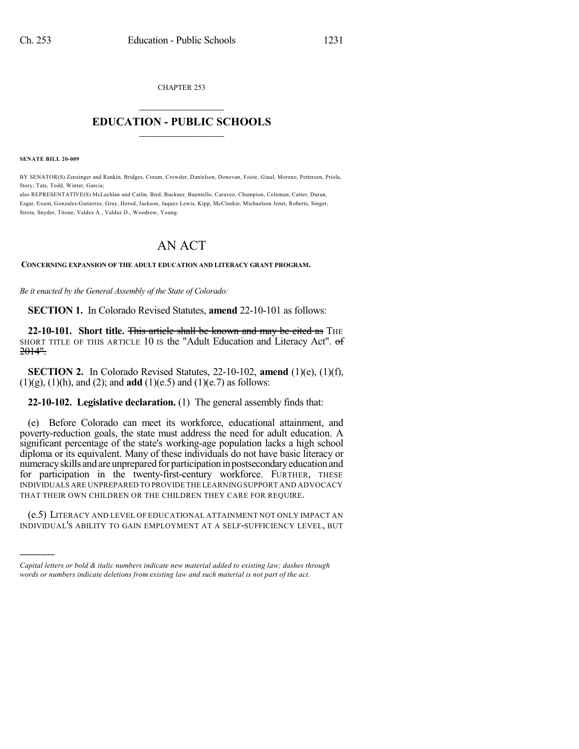CHAPTER 253

# EDUCATION - PUBLIC SCHOOLS

**SENATE BILL 20-009**

BY SENATOR(S) Zenzinger and Rankin, Bridges, Coram, Crowder, Danielson, Donovan, Foote, Ginal, Moreno, Pettersen, Priola, Story, Tate, Todd, Winter, Garcia;

also REPRESENTATIVE(S) McLachlan and Catlin, Bird, Buckner, Buentello, Caraveo, Champion, Coleman, Cutter, Duran, Esgar, Exum, Gonzales-Gutierrez, Gray, Herod, Jackson, Jaquez Lewis, Kipp, McCluskie, Michaelson Jenet, Roberts, Singer, Sirota, Snyder, Titone, Valdez A., Valdez D., Woodrow, Young.

# AN ACT

**CONCERNING EXPANSION OF THE ADULT EDUCATION AND LITERACY GRANT PROGRAM.**

*Be it enacted by the General Assembly of the State of Colorado:*

**SECTION 1.** In Colorado Revised Statutes, **amend** 22-10-101 as follows:

**22-10-101. Short title.** ~~This article shall be known and may be cited as~~ THE SHORT TITLE OF THIS ARTICLE 10 IS the "Adult Education and Literacy Act". ~~of 2014".~~

**SECTION 2.** In Colorado Revised Statutes, 22-10-102, **amend** (1)(e), (1)(f), (1)(g), (1)(h), and (2); and **add** (1)(e.5) and (1)(e.7) as follows:

**22-10-102. Legislative declaration.** (1) The general assembly finds that:

(e) Before Colorado can meet its workforce, educational attainment, and poverty-reduction goals, the state must address the need for adult education. A significant percentage of the state's working-age population lacks a high school diploma or its equivalent. Many of these individuals do not have basic literacy or numeracy skills and are unprepared for participation in postsecondary education and for participation in the twenty-first-century workforce. FURTHER, THESE INDIVIDUALS ARE UNPREPARED TO PROVIDE THE LEARNING SUPPORT AND ADVOCACY THAT THEIR OWN CHILDREN OR THE CHILDREN THEY CARE FOR REQUIRE.

(e.5) LITERACY AND LEVEL OF EDUCATIONAL ATTAINMENT NOT ONLY IMPACT AN INDIVIDUAL'S ABILITY TO GAIN EMPLOYMENT AT A SELF-SUFFICIENCY LEVEL, BUT

*Capital letters or bold & italic numbers indicate new material added to existing law; dashes through words or numbers indicate deletions from existing law and such material is not part of the act.*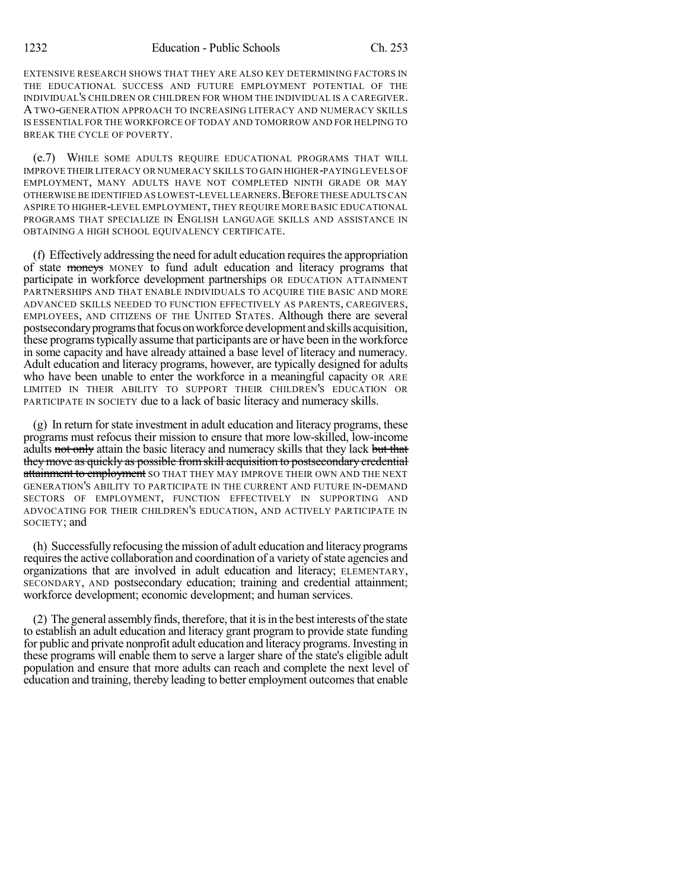EXTENSIVE RESEARCH SHOWS THAT THEY ARE ALSO KEY DETERMINING FACTORS IN THE EDUCATIONAL SUCCESS AND FUTURE EMPLOYMENT POTENTIAL OF THE INDIVIDUAL'S CHILDREN OR CHILDREN FOR WHOM THE INDIVIDUAL IS A CAREGIVER. A TWO-GENERATION APPROACH TO INCREASING LITERACY AND NUMERACY SKILLS IS ESSENTIAL FOR THE WORKFORCE OF TODAY AND TOMORROW AND FOR HELPING TO BREAK THE CYCLE OF POVERTY.

(e.7) WHILE SOME ADULTS REQUIRE EDUCATIONAL PROGRAMS THAT WILL IMPROVE THEIR LITERACY OR NUMERACY SKILLS TO GAIN HIGHER-PAYING LEVELS OF EMPLOYMENT, MANY ADULTS HAVE NOT COMPLETED NINTH GRADE OR MAY OTHERWISE BE IDENTIFIED AS LOWEST-LEVEL LEARNERS. BEFORE THESE ADULTS CAN ASPIRE TO HIGHER-LEVEL EMPLOYMENT, THEY REQUIRE MORE BASIC EDUCATIONAL PROGRAMS THAT SPECIALIZE IN ENGLISH LANGUAGE SKILLS AND ASSISTANCE IN OBTAINING A HIGH SCHOOL EQUIVALENCY CERTIFICATE.

(f) Effectively addressing the need for adult education requires the appropriation of state ~~moneys~~ MONEY to fund adult education and literacy programs that participate in workforce development partnerships OR EDUCATION ATTAINMENT PARTNERSHIPS AND THAT ENABLE INDIVIDUALS TO ACQUIRE THE BASIC AND MORE ADVANCED SKILLS NEEDED TO FUNCTION EFFECTIVELY AS PARENTS, CAREGIVERS, EMPLOYEES, AND CITIZENS OF THE UNITED STATES. Although there are several postsecondary programs that focus on workforce development and skills acquisition, these programs typically assume that participants are or have been in the workforce in some capacity and have already attained a base level of literacy and numeracy. Adult education and literacy programs, however, are typically designed for adults who have been unable to enter the workforce in a meaningful capacity OR ARE LIMITED IN THEIR ABILITY TO SUPPORT THEIR CHILDREN'S EDUCATION OR PARTICIPATE IN SOCIETY due to a lack of basic literacy and numeracy skills.

(g) In return for state investment in adult education and literacy programs, these programs must refocus their mission to ensure that more low-skilled, low-income adults ~~not only~~ attain the basic literacy and numeracy skills that they lack ~~but that they move as quickly as possible from skill acquisition to postsecondary credential attainment to employment~~ SO THAT THEY MAY IMPROVE THEIR OWN AND THE NEXT GENERATION'S ABILITY TO PARTICIPATE IN THE CURRENT AND FUTURE IN-DEMAND SECTORS OF EMPLOYMENT, FUNCTION EFFECTIVELY IN SUPPORTING AND ADVOCATING FOR THEIR CHILDREN'S EDUCATION, AND ACTIVELY PARTICIPATE IN SOCIETY; and

(h) Successfully refocusing the mission of adult education and literacy programs requires the active collaboration and coordination of a variety of state agencies and organizations that are involved in adult education and literacy; ELEMENTARY, SECONDARY, AND postsecondary education; training and credential attainment; workforce development; economic development; and human services.

(2) The general assembly finds, therefore, that it is in the best interests of the state to establish an adult education and literacy grant program to provide state funding for public and private nonprofit adult education and literacy programs. Investing in these programs will enable them to serve a larger share of the state's eligible adult population and ensure that more adults can reach and complete the next level of education and training, thereby leading to better employment outcomes that enable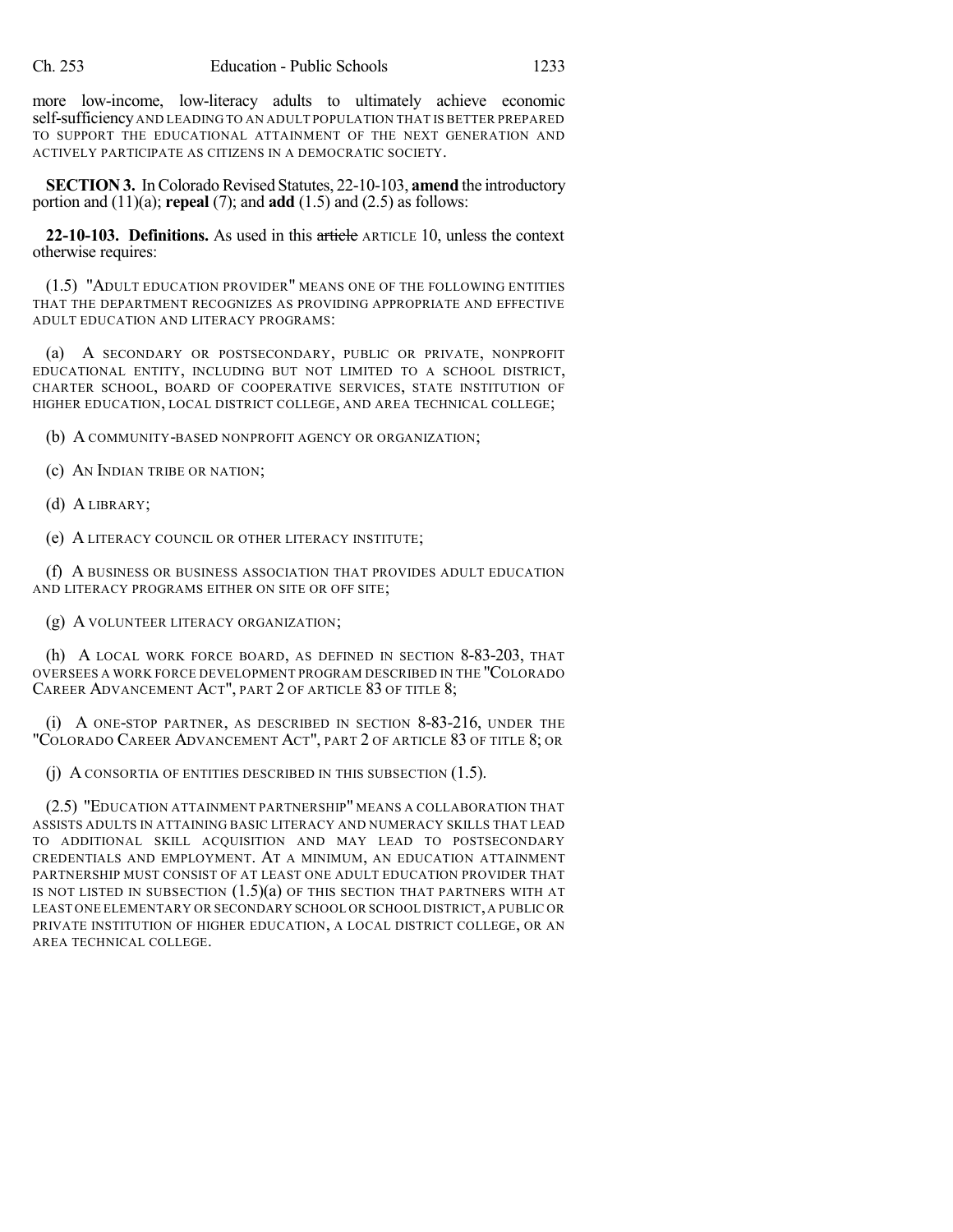more low-income, low-literacy adults to ultimately achieve economic self-sufficiency AND LEADING TO AN ADULT POPULATION THAT IS BETTER PREPARED TO SUPPORT THE EDUCATIONAL ATTAINMENT OF THE NEXT GENERATION AND ACTIVELY PARTICIPATE AS CITIZENS IN A DEMOCRATIC SOCIETY.

**SECTION 3.** In Colorado Revised Statutes, 22-10-103, **amend** the introductory portion and (11)(a); **repeal** (7); and **add** (1.5) and (2.5) as follows:

**22-10-103. Definitions.** As used in this ~~article~~ ARTICLE 10, unless the context otherwise requires:

(1.5) "ADULT EDUCATION PROVIDER" MEANS ONE OF THE FOLLOWING ENTITIES THAT THE DEPARTMENT RECOGNIZES AS PROVIDING APPROPRIATE AND EFFECTIVE ADULT EDUCATION AND LITERACY PROGRAMS:

(a) A SECONDARY OR POSTSECONDARY, PUBLIC OR PRIVATE, NONPROFIT EDUCATIONAL ENTITY, INCLUDING BUT NOT LIMITED TO A SCHOOL DISTRICT, CHARTER SCHOOL, BOARD OF COOPERATIVE SERVICES, STATE INSTITUTION OF HIGHER EDUCATION, LOCAL DISTRICT COLLEGE, AND AREA TECHNICAL COLLEGE;

(b) A COMMUNITY-BASED NONPROFIT AGENCY OR ORGANIZATION;

(c) AN INDIAN TRIBE OR NATION;

(d) A LIBRARY;

(e) A LITERACY COUNCIL OR OTHER LITERACY INSTITUTE;

(f) A BUSINESS OR BUSINESS ASSOCIATION THAT PROVIDES ADULT EDUCATION AND LITERACY PROGRAMS EITHER ON SITE OR OFF SITE;

(g) A VOLUNTEER LITERACY ORGANIZATION;

(h) A LOCAL WORK FORCE BOARD, AS DEFINED IN SECTION 8-83-203, THAT OVERSEES A WORK FORCE DEVELOPMENT PROGRAM DESCRIBED IN THE "COLORADO CAREER ADVANCEMENT ACT", PART 2 OF ARTICLE 83 OF TITLE 8;

(i) A ONE-STOP PARTNER, AS DESCRIBED IN SECTION 8-83-216, UNDER THE "COLORADO CAREER ADVANCEMENT ACT", PART 2 OF ARTICLE 83 OF TITLE 8; OR

(j) A CONSORTIA OF ENTITIES DESCRIBED IN THIS SUBSECTION (1.5).

(2.5) "EDUCATION ATTAINMENT PARTNERSHIP" MEANS A COLLABORATION THAT ASSISTS ADULTS IN ATTAINING BASIC LITERACY AND NUMERACY SKILLS THAT LEAD TO ADDITIONAL SKILL ACQUISITION AND MAY LEAD TO POSTSECONDARY CREDENTIALS AND EMPLOYMENT. AT A MINIMUM, AN EDUCATION ATTAINMENT PARTNERSHIP MUST CONSIST OF AT LEAST ONE ADULT EDUCATION PROVIDER THAT IS NOT LISTED IN SUBSECTION (1.5)(a) OF THIS SECTION THAT PARTNERS WITH AT LEAST ONE ELEMENTARY OR SECONDARY SCHOOL OR SCHOOL DISTRICT, A PUBLIC OR PRIVATE INSTITUTION OF HIGHER EDUCATION, A LOCAL DISTRICT COLLEGE, OR AN AREA TECHNICAL COLLEGE.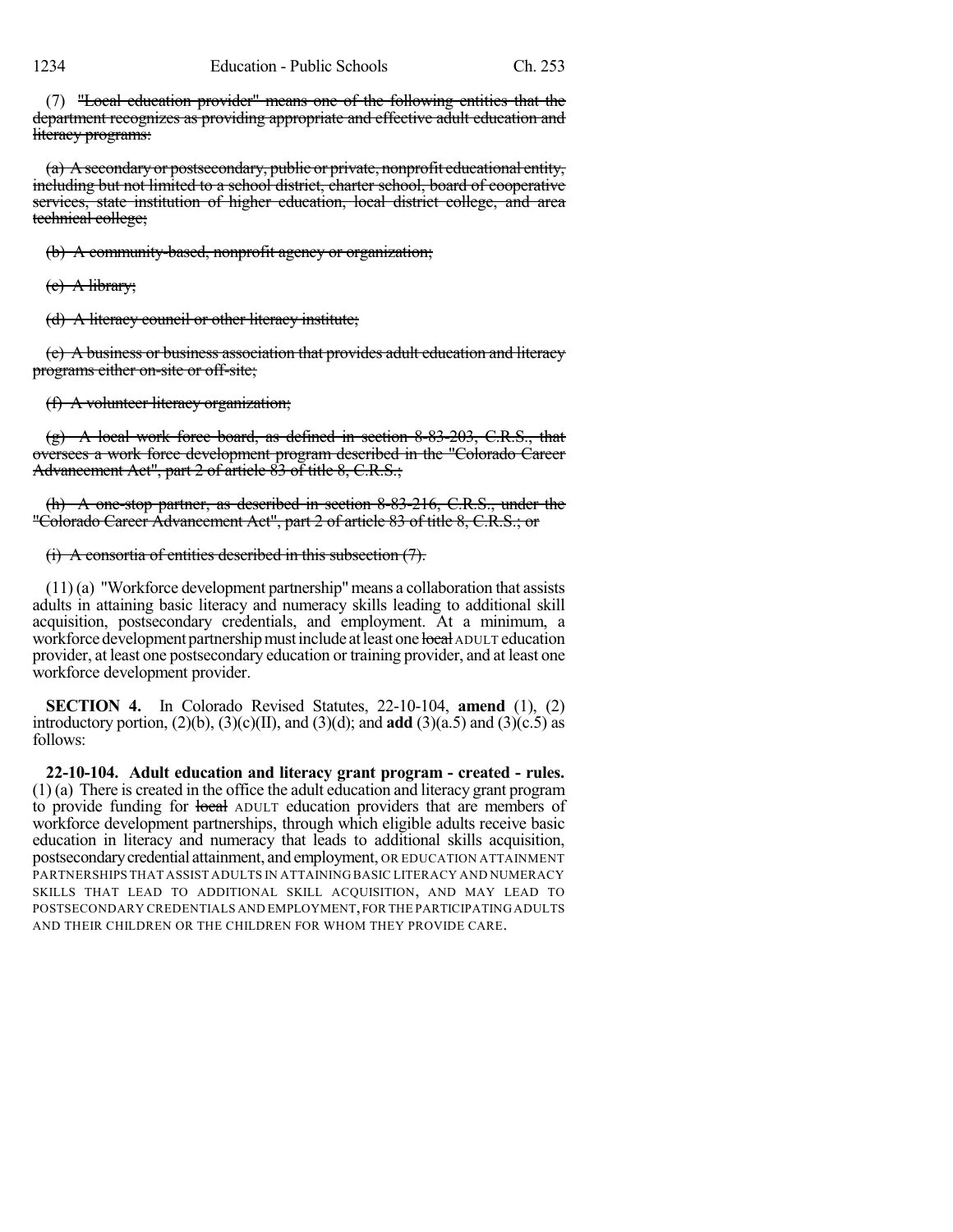(7) ~~"Local education provider" means one of the following entities that the department recognizes as providing appropriate and effective adult education and literacy programs:~~

~~(a) A secondary or postsecondary, public or private, nonprofit educational entity, including but not limited to a school district, charter school, board of cooperative services, state institution of higher education, local district college, and area technical college;~~

~~(b) A community-based, nonprofit agency or organization;~~

~~(c) A library;~~

~~(d) A literacy council or other literacy institute;~~

~~(e) A business or business association that provides adult education and literacy programs either on-site or off-site;~~

~~(f) A volunteer literacy organization;~~

~~(g) A local work force board, as defined in section 8-83-203, C.R.S., that oversees a work force development program described in the "Colorado Career Advancement Act", part 2 of article 83 of title 8, C.R.S.;~~

~~(h) A one-stop partner, as described in section 8-83-216, C.R.S., under the "Colorado Career Advancement Act", part 2 of article 83 of title 8, C.R.S.; or~~

~~(i) A consortia of entities described in this subsection (7).~~

(11) (a) "Workforce development partnership" means a collaboration that assists adults in attaining basic literacy and numeracy skills leading to additional skill acquisition, postsecondary credentials, and employment. At a minimum, a workforce development partnership must include at least one ~~local~~ ADULT education provider, at least one postsecondary education or training provider, and at least one workforce development provider.

**SECTION 4.** In Colorado Revised Statutes, 22-10-104, **amend** (1), (2) introductory portion, (2)(b), (3)(c)(II), and (3)(d); and **add** (3)(a.5) and (3)(c.5) as follows:

**22-10-104. Adult education and literacy grant program - created - rules.** (1) (a) There is created in the office the adult education and literacy grant program to provide funding for ~~local~~ ADULT education providers that are members of workforce development partnerships, through which eligible adults receive basic education in literacy and numeracy that leads to additional skills acquisition, postsecondary credential attainment, and employment, OR EDUCATION ATTAINMENT PARTNERSHIPS THAT ASSIST ADULTS IN ATTAINING BASIC LITERACY AND NUMERACY SKILLS THAT LEAD TO ADDITIONAL SKILL ACQUISITION, AND MAY LEAD TO POSTSECONDARY CREDENTIALS AND EMPLOYMENT, FOR THE PARTICIPATING ADULTS AND THEIR CHILDREN OR THE CHILDREN FOR WHOM THEY PROVIDE CARE.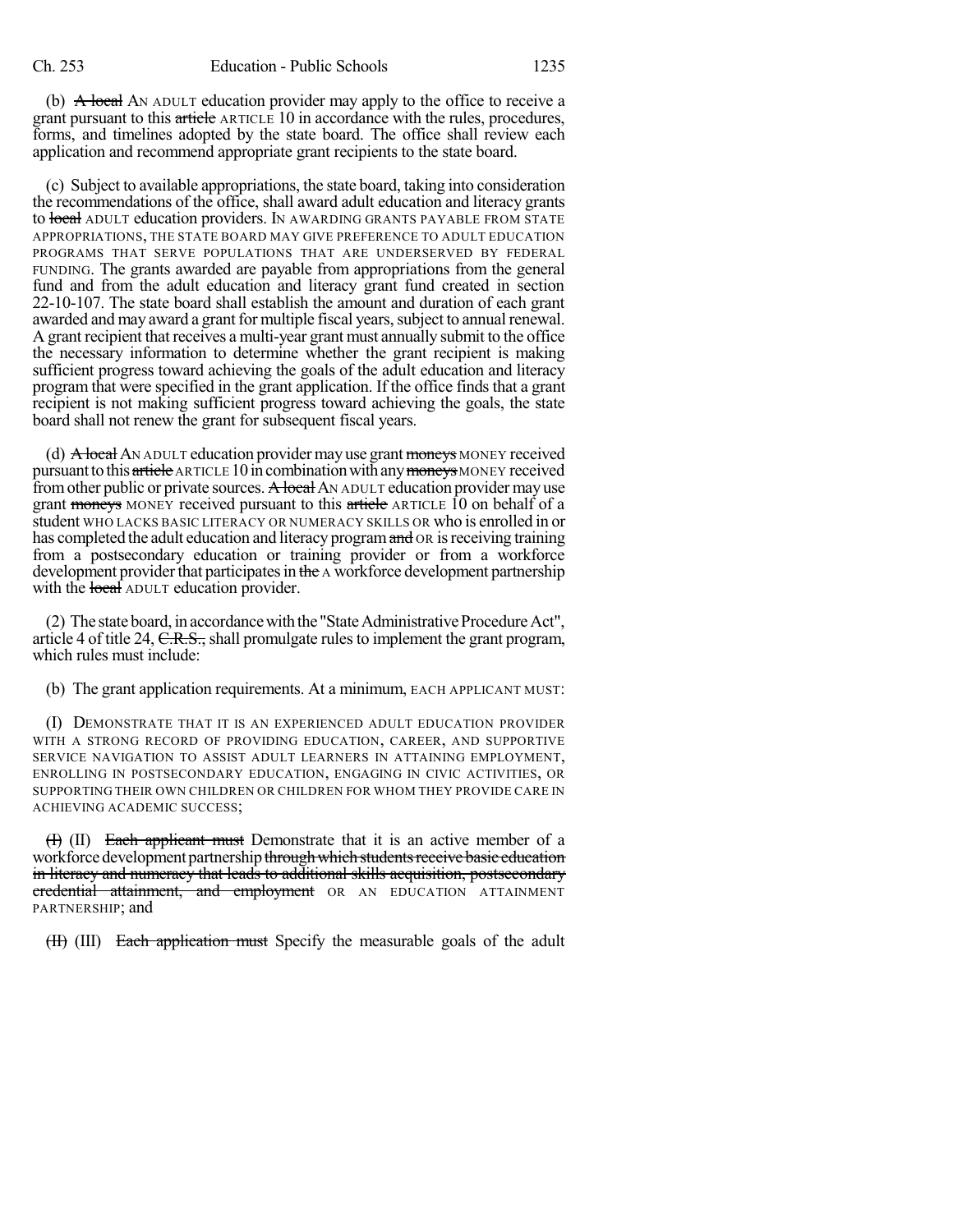(b) ~~A local~~ AN ADULT education provider may apply to the office to receive a grant pursuant to this ~~article~~ ARTICLE 10 in accordance with the rules, procedures, forms, and timelines adopted by the state board. The office shall review each application and recommend appropriate grant recipients to the state board.

(c) Subject to available appropriations, the state board, taking into consideration the recommendations of the office, shall award adult education and literacy grants to ~~local~~ ADULT education providers. IN AWARDING GRANTS PAYABLE FROM STATE APPROPRIATIONS, THE STATE BOARD MAY GIVE PREFERENCE TO ADULT EDUCATION PROGRAMS THAT SERVE POPULATIONS THAT ARE UNDERSERVED BY FEDERAL FUNDING. The grants awarded are payable from appropriations from the general fund and from the adult education and literacy grant fund created in section 22-10-107. The state board shall establish the amount and duration of each grant awarded and may award a grant for multiple fiscal years, subject to annual renewal. A grant recipient that receives a multi-year grant must annually submit to the office the necessary information to determine whether the grant recipient is making sufficient progress toward achieving the goals of the adult education and literacy program that were specified in the grant application. If the office finds that a grant recipient is not making sufficient progress toward achieving the goals, the state board shall not renew the grant for subsequent fiscal years.

(d) ~~A local~~ AN ADULT education provider may use grant ~~moneys~~ MONEY received pursuant to this ~~article~~ ARTICLE 10 in combination with any ~~moneys~~ MONEY received from other public or private sources. ~~A local~~ AN ADULT education provider may use grant ~~moneys~~ MONEY received pursuant to this ~~article~~ ARTICLE 10 on behalf of a student WHO LACKS BASIC LITERACY OR NUMERACY SKILLS OR who is enrolled in or has completed the adult education and literacy program ~~and~~ OR is receiving training from a postsecondary education or training provider or from a workforce development provider that participates in ~~the~~ A workforce development partnership with the ~~local~~ ADULT education provider.

(2) The state board, in accordance with the "State Administrative Procedure Act", article 4 of title 24, ~~C.R.S.~~, shall promulgate rules to implement the grant program, which rules must include:

(b) The grant application requirements. At a minimum, EACH APPLICANT MUST:

(I) DEMONSTRATE THAT IT IS AN EXPERIENCED ADULT EDUCATION PROVIDER WITH A STRONG RECORD OF PROVIDING EDUCATION, CAREER, AND SUPPORTIVE SERVICE NAVIGATION TO ASSIST ADULT LEARNERS IN ATTAINING EMPLOYMENT, ENROLLING IN POSTSECONDARY EDUCATION, ENGAGING IN CIVIC ACTIVITIES, OR SUPPORTING THEIR OWN CHILDREN OR CHILDREN FOR WHOM THEY PROVIDE CARE IN ACHIEVING ACADEMIC SUCCESS;

~~(I)~~ (II) ~~Each applicant must~~ Demonstrate that it is an active member of a workforce development partnership ~~through which students receive basic education in literacy and numeracy that leads to additional skills acquisition, postsecondary credential attainment, and employment~~ OR AN EDUCATION ATTAINMENT PARTNERSHIP; and

~~(II)~~ (III) ~~Each application must~~ Specify the measurable goals of the adult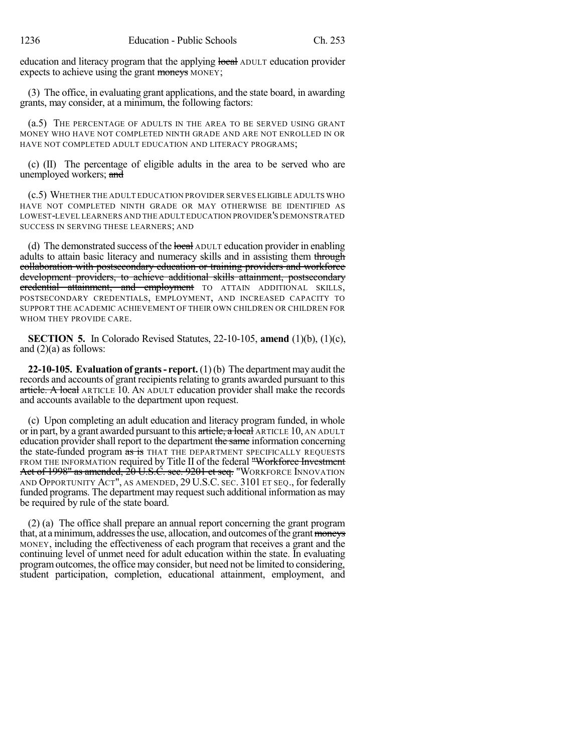education and literacy program that the applying ~~local~~ ADULT education provider expects to achieve using the grant ~~moneys~~ MONEY;

(3) The office, in evaluating grant applications, and the state board, in awarding grants, may consider, at a minimum, the following factors:

(a.5) THE PERCENTAGE OF ADULTS IN THE AREA TO BE SERVED USING GRANT MONEY WHO HAVE NOT COMPLETED NINTH GRADE AND ARE NOT ENROLLED IN OR HAVE NOT COMPLETED ADULT EDUCATION AND LITERACY PROGRAMS;

(c) (II) The percentage of eligible adults in the area to be served who are unemployed workers; ~~and~~

(c.5) WHETHER THE ADULT EDUCATION PROVIDER SERVES ELIGIBLE ADULTS WHO HAVE NOT COMPLETED NINTH GRADE OR MAY OTHERWISE BE IDENTIFIED AS LOWEST-LEVEL LEARNERS AND THE ADULT EDUCATION PROVIDER'S DEMONSTRATED SUCCESS IN SERVING THESE LEARNERS; AND

(d) The demonstrated success of the ~~local~~ ADULT education provider in enabling adults to attain basic literacy and numeracy skills and in assisting them ~~through collaboration with postsecondary education or training providers and workforce development providers, to achieve additional skills attainment, postsecondary credential attainment, and employment~~ TO ATTAIN ADDITIONAL SKILLS, POSTSECONDARY CREDENTIALS, EMPLOYMENT, AND INCREASED CAPACITY TO SUPPORT THE ACADEMIC ACHIEVEMENT OF THEIR OWN CHILDREN OR CHILDREN FOR WHOM THEY PROVIDE CARE.

**SECTION 5.** In Colorado Revised Statutes, 22-10-105, **amend** (1)(b), (1)(c), and (2)(a) as follows:

**22-10-105. Evaluation of grants - report.** (1) (b) The department may audit the records and accounts of grant recipients relating to grants awarded pursuant to this ~~article. A local~~ ARTICLE 10. AN ADULT education provider shall make the records and accounts available to the department upon request.

(c) Upon completing an adult education and literacy program funded, in whole or in part, by a grant awarded pursuant to this ~~article, a local~~ ARTICLE 10, AN ADULT education provider shall report to the department ~~the same~~ information concerning the state-funded program ~~as is~~ THAT THE DEPARTMENT SPECIFICALLY REQUESTS FROM THE INFORMATION required by Title II of the federal ~~"Workforce Investment Act of 1998" as amended, 20 U.S.C. sec. 9201 et seq.~~ "WORKFORCE INNOVATION AND OPPORTUNITY ACT", AS AMENDED, 29 U.S.C. SEC. 3101 ET SEQ., for federally funded programs. The department may request such additional information as may be required by rule of the state board.

(2) (a) The office shall prepare an annual report concerning the grant program that, at a minimum, addresses the use, allocation, and outcomes of the grant ~~moneys~~ MONEY, including the effectiveness of each program that receives a grant and the continuing level of unmet need for adult education within the state. In evaluating program outcomes, the office may consider, but need not be limited to considering, student participation, completion, educational attainment, employment, and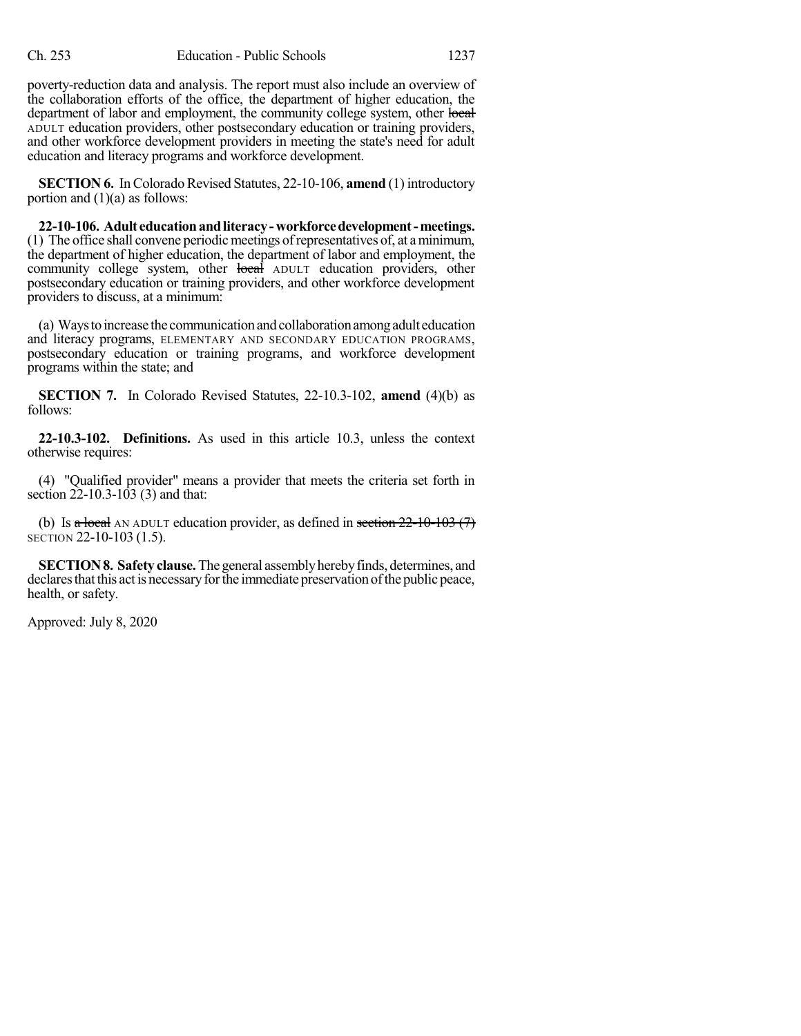poverty-reduction data and analysis. The report must also include an overview of the collaboration efforts of the office, the department of higher education, the department of labor and employment, the community college system, other ~~local~~ ADULT education providers, other postsecondary education or training providers, and other workforce development providers in meeting the state's need for adult education and literacy programs and workforce development.

**SECTION 6.** In Colorado Revised Statutes, 22-10-106, **amend** (1) introductory portion and (1)(a) as follows:

**22-10-106. Adult education and literacy - workforce development - meetings.** (1) The office shall convene periodic meetings of representatives of, at a minimum, the department of higher education, the department of labor and employment, the community college system, other ~~local~~ ADULT education providers, other postsecondary education or training providers, and other workforce development providers to discuss, at a minimum:

(a) Ways to increase the communication and collaboration among adult education and literacy programs, ELEMENTARY AND SECONDARY EDUCATION PROGRAMS, postsecondary education or training programs, and workforce development programs within the state; and

**SECTION 7.** In Colorado Revised Statutes, 22-10.3-102, **amend** (4)(b) as follows:

**22-10.3-102. Definitions.** As used in this article 10.3, unless the context otherwise requires:

(4) "Qualified provider" means a provider that meets the criteria set forth in section 22-10.3-103 (3) and that:

(b) Is ~~a local~~ AN ADULT education provider, as defined in ~~section 22-10-103 (7)~~ SECTION 22-10-103 (1.5).

**SECTION 8. Safety clause.** The general assembly hereby finds, determines, and declares that this act is necessary for the immediate preservation of the public peace, health, or safety.

Approved: July 8, 2020